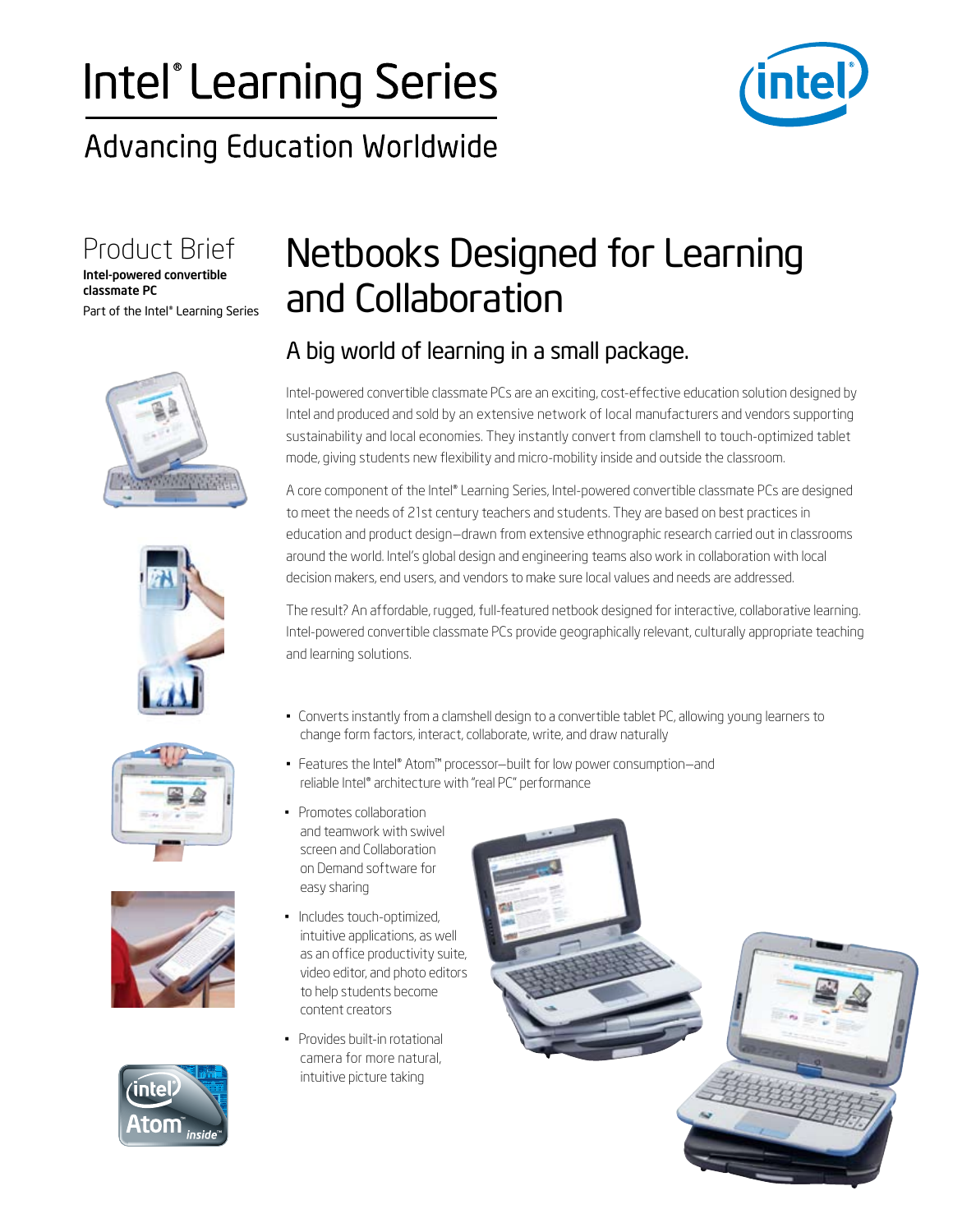# Intel® Learning Series

## Advancing Education Worldwide

### Product Brief

**Intel-powered convertible classmate PC**

Part of the Intel® Learning Series

# Netbooks Designed for Learning and Collaboration

## A big world of learning in a small package.

Intel-powered convertible classmate PCs are an exciting, cost-effective education solution designed by Intel and produced and sold by an extensive network of local manufacturers and vendors supporting sustainability and local economies. They instantly convert from clamshell to touch-optimized tablet mode, giving students new flexibility and micro-mobility inside and outside the classroom.

A core component of the Intel® Learning Series, Intel-powered convertible classmate PCs are designed to meet the needs of 21st century teachers and students. They are based on best practices in education and product design—drawn from extensive ethnographic research carried out in classrooms around the world. Intel's global design and engineering teams also work in collaboration with local decision makers, end users, and vendors to make sure local values and needs are addressed.

The result? An affordable, rugged, full-featured netbook designed for interactive, collaborative learning. Intel-powered convertible classmate PCs provide geographically relevant, culturally appropriate teaching and learning solutions.

- Converts instantly from a clamshell design to a convertible tablet PC, allowing young learners to change form factors, interact, collaborate, write, and draw naturally
- Features the Intel® Atom™ processor—built for low power consumption—and reliable Intel® architecture with "real PC" performance
- Promotes collaboration and teamwork with swivel screen and Collaboration on Demand software for easy sharing
- Includes touch-optimized, intuitive applications, as well as an office productivity suite, video editor, and photo editors to help students become content creators
- Provides built-in rotational camera for more natural, intuitive picture taking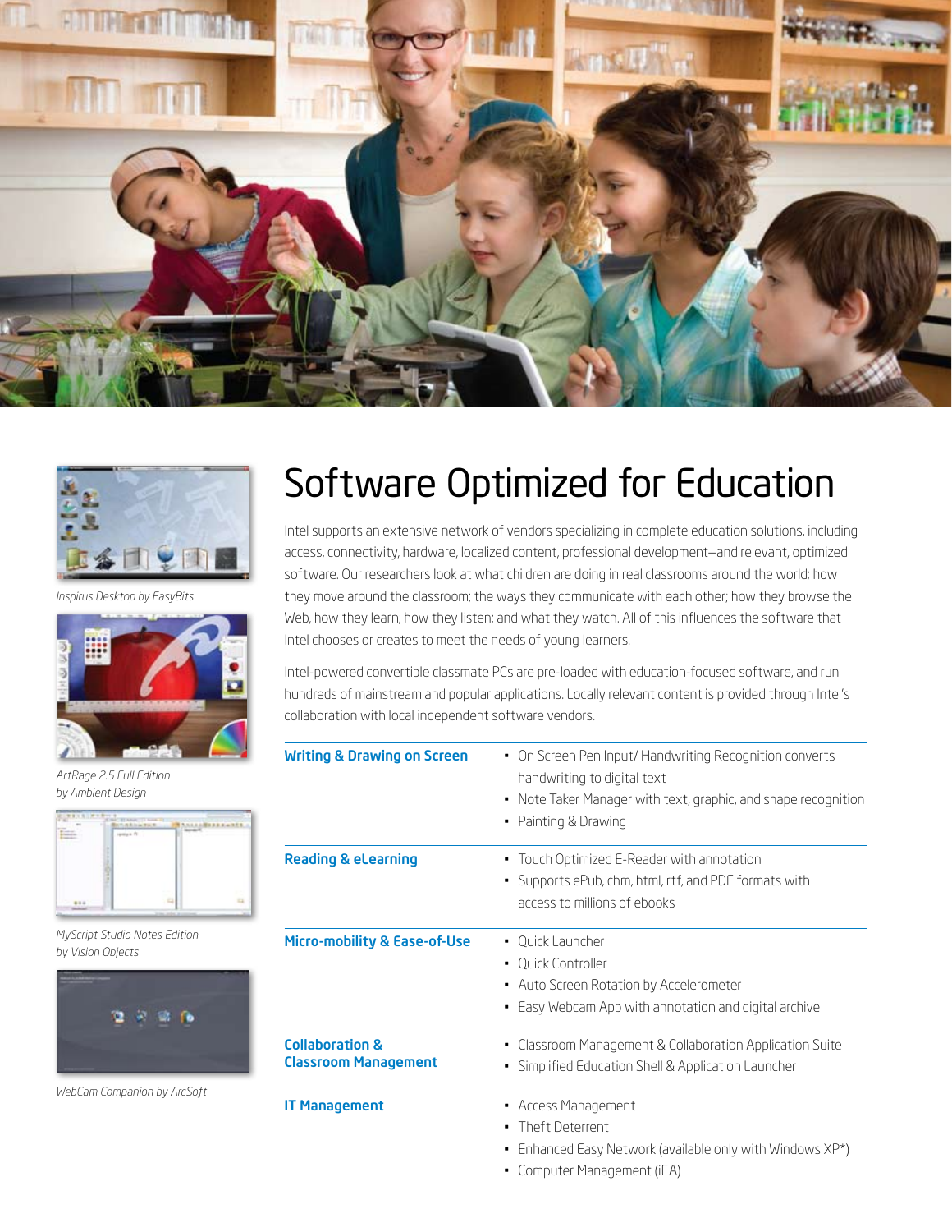# Software Optimized for Education

Intel supports an extensive network of vendors specializing in complete education solutions, including access, connectivity, hardware, localized content, professional development—and relevant, optimized software. Our researchers look at what children are doing in real classrooms around the world; how they move around the classroom; the ways they communicate with each other; how they browse the Web, how they learn; how they listen; and what they watch. All of this influences the software that Intel chooses or creates to meet the needs of young learners.

Intel-powered convertible classmate PCs are pre-loaded with education-focused software, and run hundreds of mainstream and popular applications. Locally relevant content is provided through Intel's collaboration with local independent software vendors.

| | |
|---|---|
| **Writing & Drawing on Screen** | • On Screen Pen Input/ Handwriting Recognition converts handwriting to digital text<br>• Note Taker Manager with text, graphic, and shape recognition<br>• Painting & Drawing |
| **Reading & eLearning** | • Touch Optimized E-Reader with annotation<br>• Supports ePub, chm, html, rtf, and PDF formats with access to millions of ebooks |
| **Micro-mobility & Ease-of-Use** | • Quick Launcher<br>• Quick Controller<br>• Auto Screen Rotation by Accelerometer<br>• Easy Webcam App with annotation and digital archive |
| **Collaboration & Classroom Management** | • Classroom Management & Collaboration Application Suite<br>• Simplified Education Shell & Application Launcher |
| **IT Management** | • Access Management<br>• Theft Deterrent<br>• Enhanced Easy Network (available only with Windows XP*)<br>• Computer Management (iEA) |

*Inspirus Desktop by EasyBits*

*ArtRage 2.5 Full Edition by Ambient Design*

*MyScript Studio Notes Edition by Vision Objects*

*WebCam Companion by ArcSoft*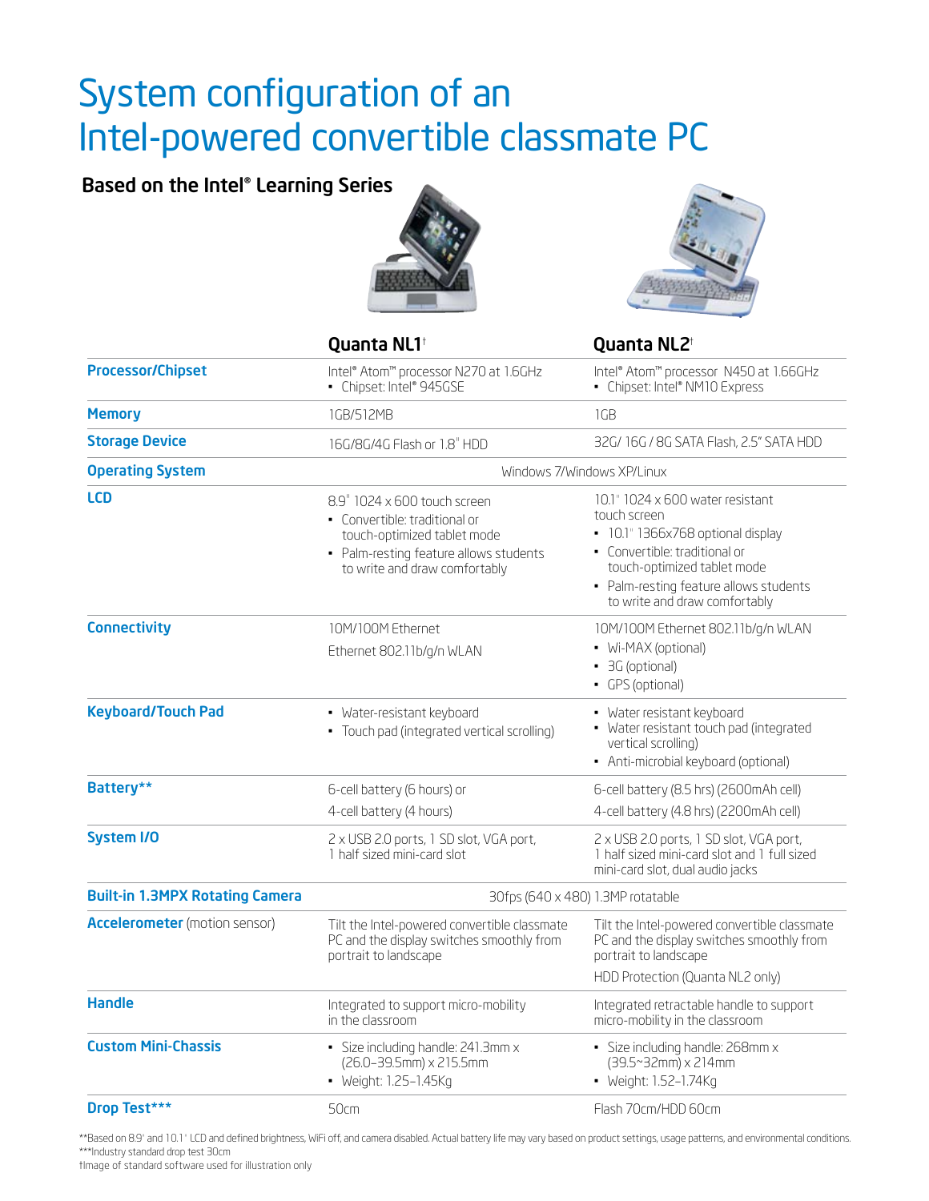# System configuration of an Intel-powered convertible classmate PC

## Based on the Intel® Learning Series

| | Quanta NL1† | Quanta NL2† |
|---|---|---|
| **Processor/Chipset** | Intel® Atom™ processor N270 at 1.6GHz<br>• Chipset: Intel® 945GSE | Intel® Atom™ processor N450 at 1.66GHz<br>• Chipset: Intel® NM10 Express |
| **Memory** | 1GB/512MB | 1GB |
| **Storage Device** | 16G/8G/4G Flash or 1.8" HDD | 32G/ 16G / 8G SATA Flash, 2.5" SATA HDD |
| **Operating System** | Windows 7/Windows XP/Linux | |
| **LCD** | 8.9" 1024 x 600 touch screen<br>• Convertible: traditional or touch-optimized tablet mode<br>• Palm-resting feature allows students to write and draw comfortably | 10.1" 1024 x 600 water resistant touch screen<br>• 10.1" 1366x768 optional display<br>• Convertible: traditional or touch-optimized tablet mode<br>• Palm-resting feature allows students to write and draw comfortably |
| **Connectivity** | 10M/100M Ethernet<br>Ethernet 802.11b/g/n WLAN | 10M/100M Ethernet 802.11b/g/n WLAN<br>• Wi-MAX (optional)<br>• 3G (optional)<br>• GPS (optional) |
| **Keyboard/Touch Pad** | • Water-resistant keyboard<br>• Touch pad (integrated vertical scrolling) | • Water resistant keyboard<br>• Water resistant touch pad (integrated vertical scrolling)<br>• Anti-microbial keyboard (optional) |
| **Battery**** | 6-cell battery (6 hours) or<br>4-cell battery (4 hours) | 6-cell battery (8.5 hrs) (2600mAh cell)<br>4-cell battery (4.8 hrs) (2200mAh cell) |
| **System I/O** | 2 x USB 2.0 ports, 1 SD slot, VGA port, 1 half sized mini-card slot | 2 x USB 2.0 ports, 1 SD slot, VGA port, 1 half sized mini-card slot and 1 full sized mini-card slot, dual audio jacks |
| **Built-in 1.3MPX Rotating Camera** | 30fps (640 x 480) 1.3MP rotatable | |
| **Accelerometer** (motion sensor) | Tilt the Intel-powered convertible classmate PC and the display switches smoothly from portrait to landscape | Tilt the Intel-powered convertible classmate PC and the display switches smoothly from portrait to landscape<br>HDD Protection (Quanta NL2 only) |
| **Handle** | Integrated to support micro-mobility in the classroom | Integrated retractable handle to support micro-mobility in the classroom |
| **Custom Mini-Chassis** | • Size including handle: 241.3mm x (26.0–39.5mm) x 215.5mm<br>• Weight: 1.25–1.45Kg | • Size including handle: 268mm x (39.5~32mm) x 214mm<br>• Weight: 1.52–1.74Kg |
| **Drop Test***** | 50cm | Flash 70cm/HDD 60cm |

**Based on 8.9" and 10.1" LCD and defined brightness, WiFi off, and camera disabled. Actual battery life may vary based on product settings, usage patterns, and environmental conditions.
***Industry standard drop test 30cm
†Image of standard software used for illustration only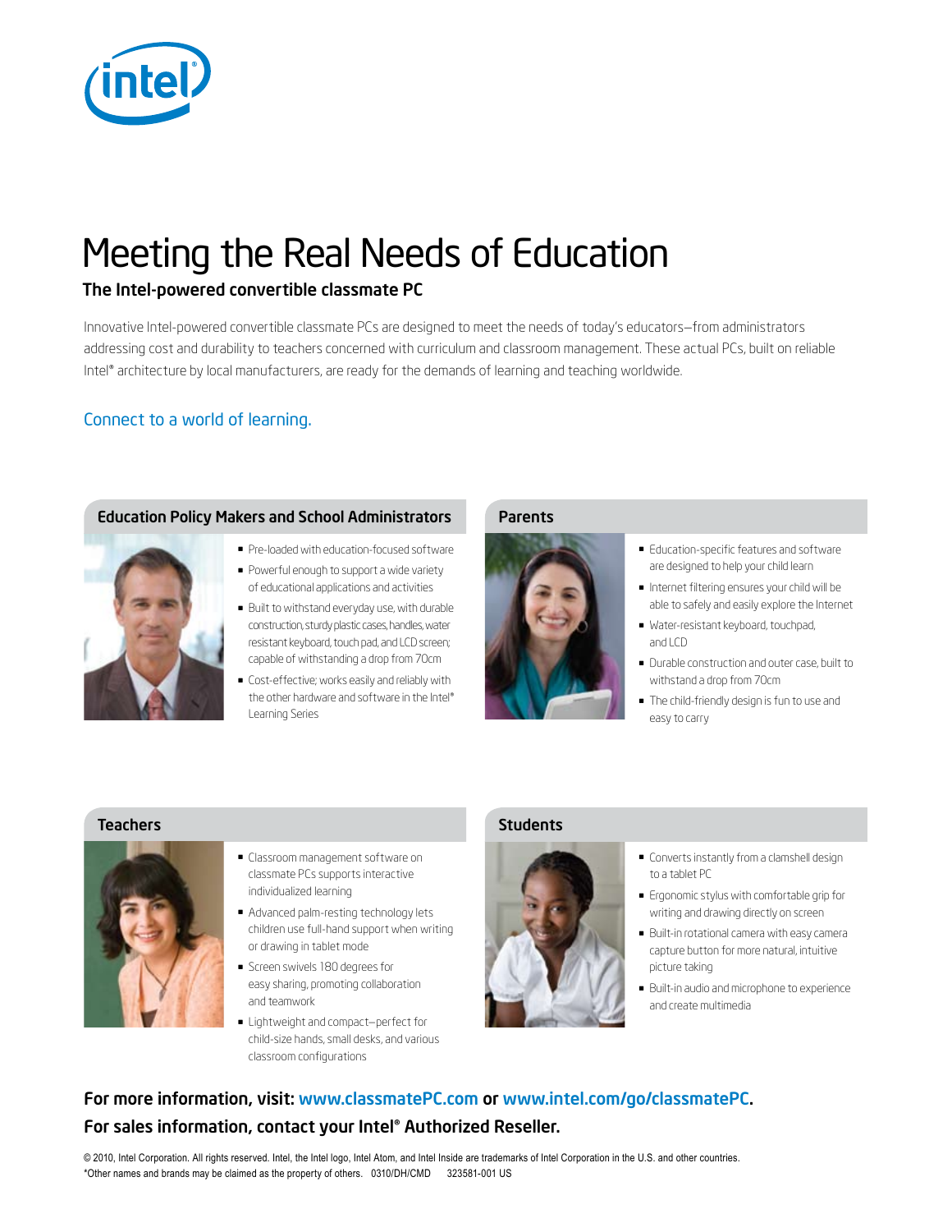# Meeting the Real Needs of Education

## The Intel-powered convertible classmate PC

Innovative Intel-powered convertible classmate PCs are designed to meet the needs of today's educators—from administrators addressing cost and durability to teachers concerned with curriculum and classroom management. These actual PCs, built on reliable Intel® architecture by local manufacturers, are ready for the demands of learning and teaching worldwide.

Connect to a world of learning.

### Education Policy Makers and School Administrators

- Pre-loaded with education-focused software
- Powerful enough to support a wide variety of educational applications and activities
- Built to withstand everyday use, with durable construction, sturdy plastic cases, handles, water resistant keyboard, touch pad, and LCD screen; capable of withstanding a drop from 70cm
- Cost-effective; works easily and reliably with the other hardware and software in the Intel® Learning Series

### Parents

- Education-specific features and software are designed to help your child learn
- Internet filtering ensures your child will be able to safely and easily explore the Internet
- Water-resistant keyboard, touchpad, and LCD
- Durable construction and outer case, built to withstand a drop from 70cm
- The child-friendly design is fun to use and easy to carry

### Teachers

- Classroom management software on classmate PCs supports interactive individualized learning
- Advanced palm-resting technology lets children use full-hand support when writing or drawing in tablet mode
- Screen swivels 180 degrees for easy sharing, promoting collaboration and teamwork
- Lightweight and compact—perfect for child-size hands, small desks, and various classroom configurations

### Students

- Converts instantly from a clamshell design to a tablet PC
- Ergonomic stylus with comfortable grip for writing and drawing directly on screen
- Built-in rotational camera with easy camera capture button for more natural, intuitive picture taking
- Built-in audio and microphone to experience and create multimedia

**For more information, visit: www.classmatePC.com or www.intel.com/go/classmatePC.**

**For sales information, contact your Intel® Authorized Reseller.**

© 2010, Intel Corporation. All rights reserved. Intel, the Intel logo, Intel Atom, and Intel Inside are trademarks of Intel Corporation in the U.S. and other countries.
*Other names and brands may be claimed as the property of others. 0310/DH/CMD 323581-001 US